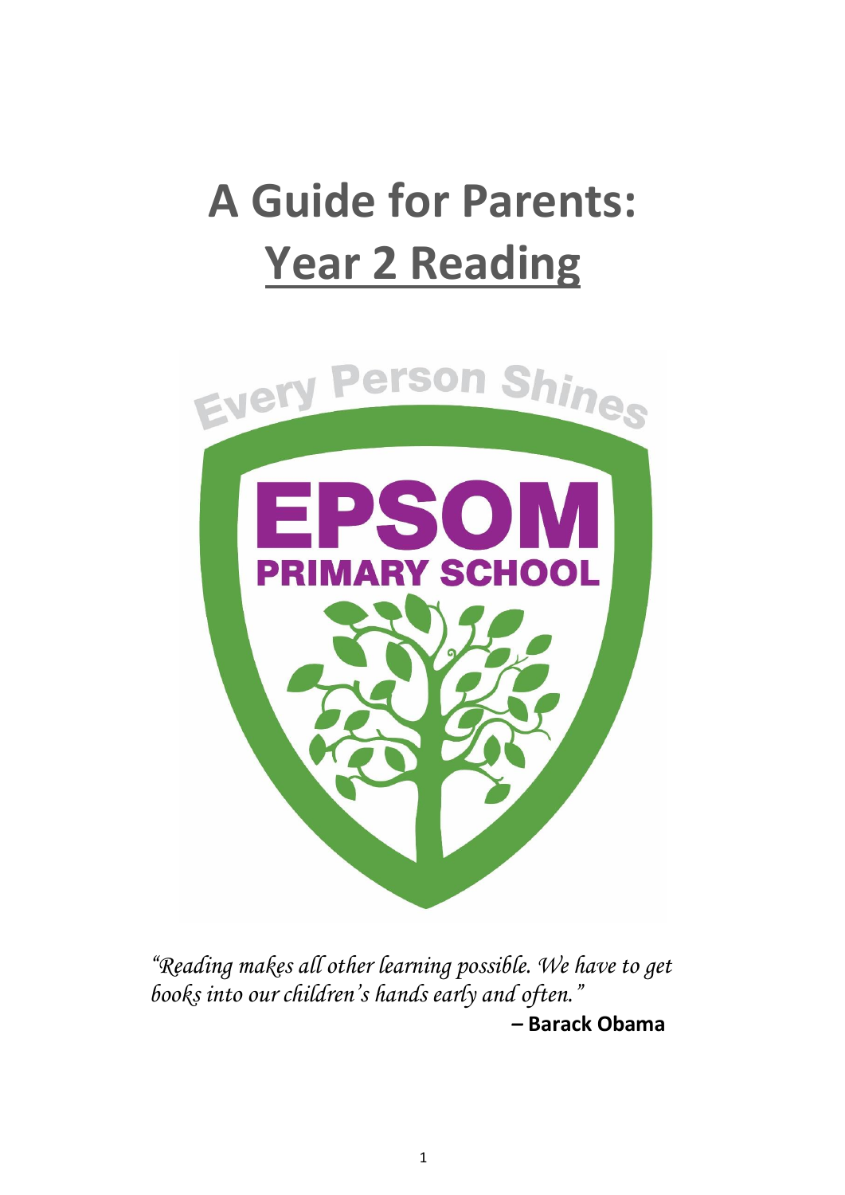# A Guide for Parents: Year 2 Reading

Every Person Shines

EPSOM PRIMARY SCHOOL

*"Reading makes all other learning possible. We have to get books into our children's hands early and often."*

**– Barack Obama**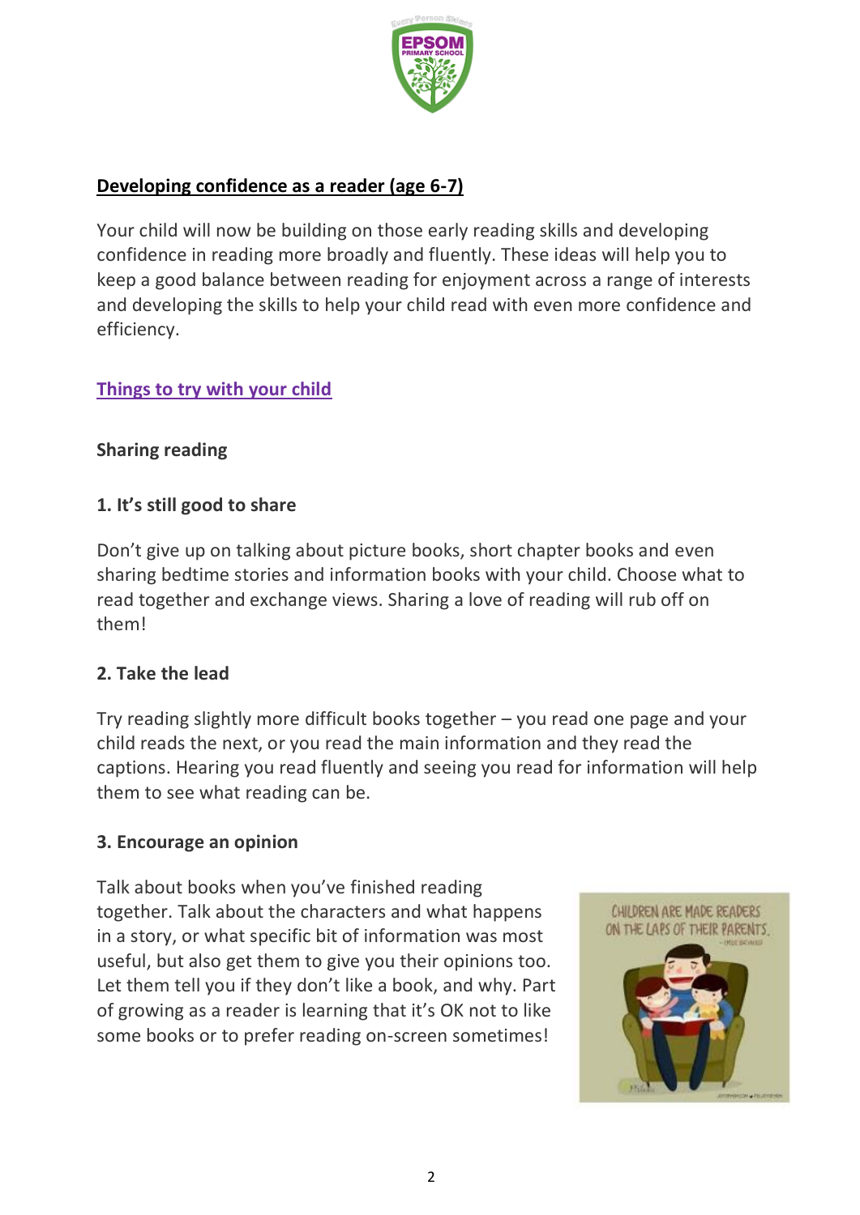## Developing confidence as a reader (age 6-7)

Your child will now be building on those early reading skills and developing confidence in reading more broadly and fluently. These ideas will help you to keep a good balance between reading for enjoyment across a range of interests and developing the skills to help your child read with even more confidence and efficiency.

### Things to try with your child

#### Sharing reading

**1. It's still good to share**

Don't give up on talking about picture books, short chapter books and even sharing bedtime stories and information books with your child. Choose what to read together and exchange views. Sharing a love of reading will rub off on them!

**2. Take the lead**

Try reading slightly more difficult books together – you read one page and your child reads the next, or you read the main information and they read the captions. Hearing you read fluently and seeing you read for information will help them to see what reading can be.

**3. Encourage an opinion**

Talk about books when you've finished reading together. Talk about the characters and what happens in a story, or what specific bit of information was most useful, but also get them to give you their opinions too. Let them tell you if they don't like a book, and why. Part of growing as a reader is learning that it's OK not to like some books or to prefer reading on-screen sometimes!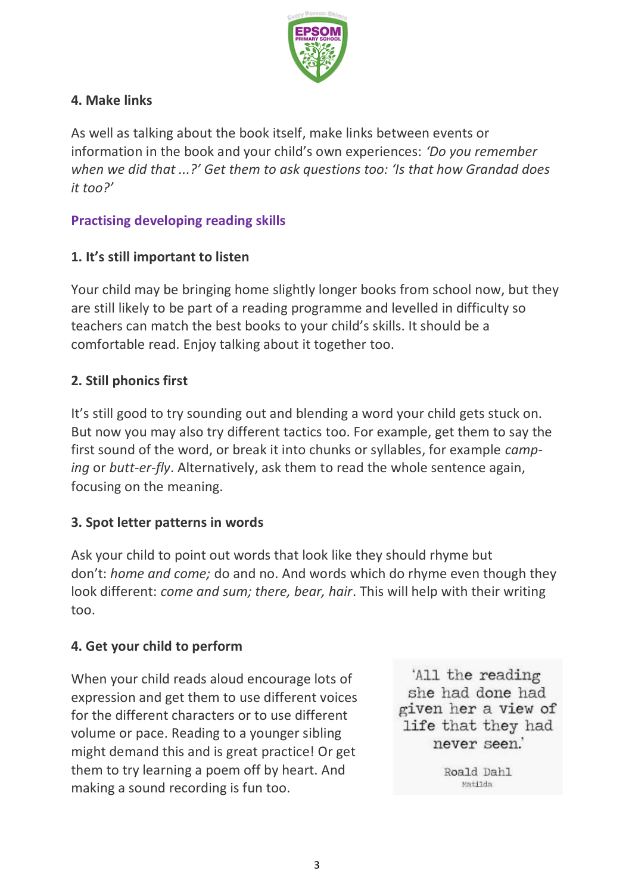### 4. Make links

As well as talking about the book itself, make links between events or information in the book and your child's own experiences: *'Do you remember when we did that ...?' Get them to ask questions too: 'Is that how Grandad does it too?'*

## Practising developing reading skills

### 1. It's still important to listen

Your child may be bringing home slightly longer books from school now, but they are still likely to be part of a reading programme and levelled in difficulty so teachers can match the best books to your child's skills. It should be a comfortable read. Enjoy talking about it together too.

### 2. Still phonics first

It's still good to try sounding out and blending a word your child gets stuck on. But now you may also try different tactics too. For example, get them to say the first sound of the word, or break it into chunks or syllables, for example *camp-ing* or *butt-er-fly*. Alternatively, ask them to read the whole sentence again, focusing on the meaning.

### 3. Spot letter patterns in words

Ask your child to point out words that look like they should rhyme but don't: *home and come;* do and no. And words which do rhyme even though they look different: *come and sum; there, bear, hair*. This will help with their writing too.

### 4. Get your child to perform

When your child reads aloud encourage lots of expression and get them to use different voices for the different characters or to use different volume or pace. Reading to a younger sibling might demand this and is great practice! Or get them to try learning a poem off by heart. And making a sound recording is fun too.

> 'All the reading she had done had given her a view of life that they had never seen.'
>
> Roald Dahl
> Matilda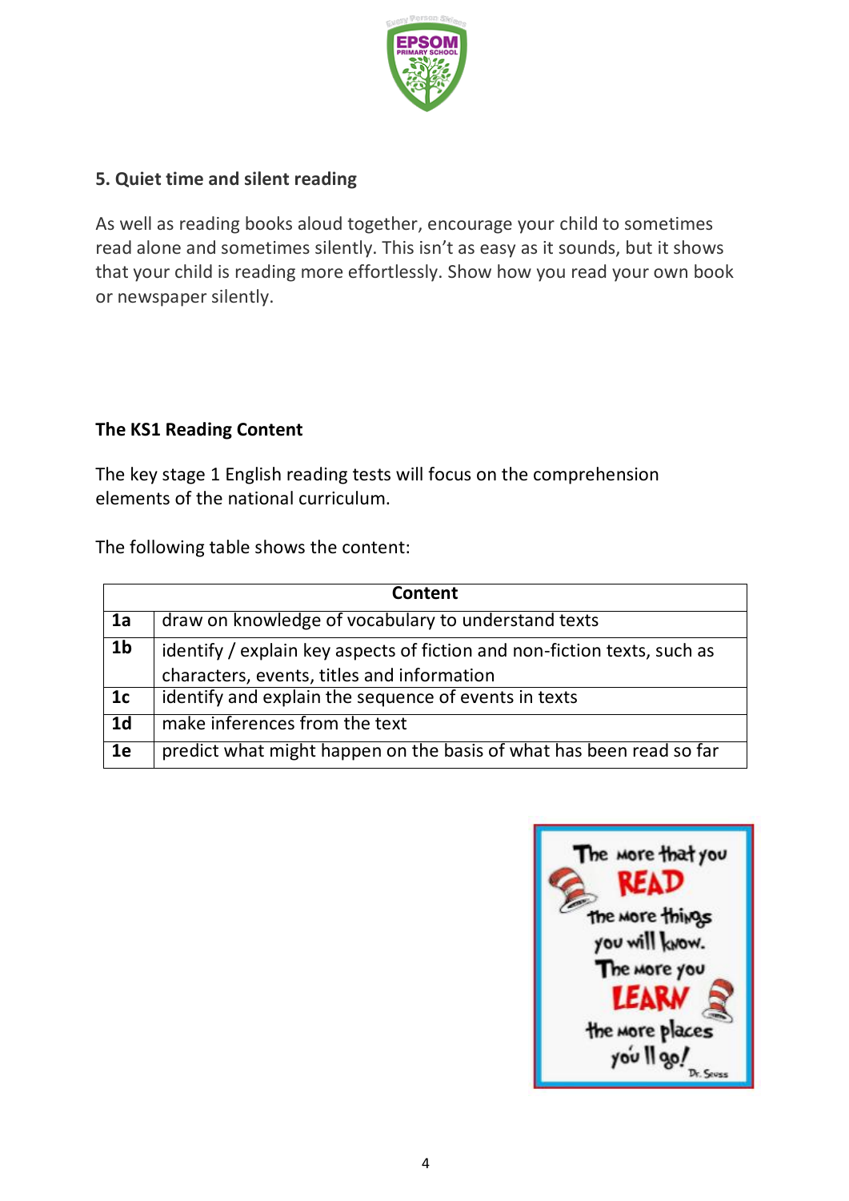### 5. Quiet time and silent reading

As well as reading books aloud together, encourage your child to sometimes read alone and sometimes silently. This isn't as easy as it sounds, but it shows that your child is reading more effortlessly. Show how you read your own book or newspaper silently.

### The KS1 Reading Content

The key stage 1 English reading tests will focus on the comprehension elements of the national curriculum.

The following table shows the content:

| | Content |
|---|---|
| **1a** | draw on knowledge of vocabulary to understand texts |
| **1b** | identify / explain key aspects of fiction and non-fiction texts, such as characters, events, titles and information |
| **1c** | identify and explain the sequence of events in texts |
| **1d** | make inferences from the text |
| **1e** | predict what might happen on the basis of what has been read so far |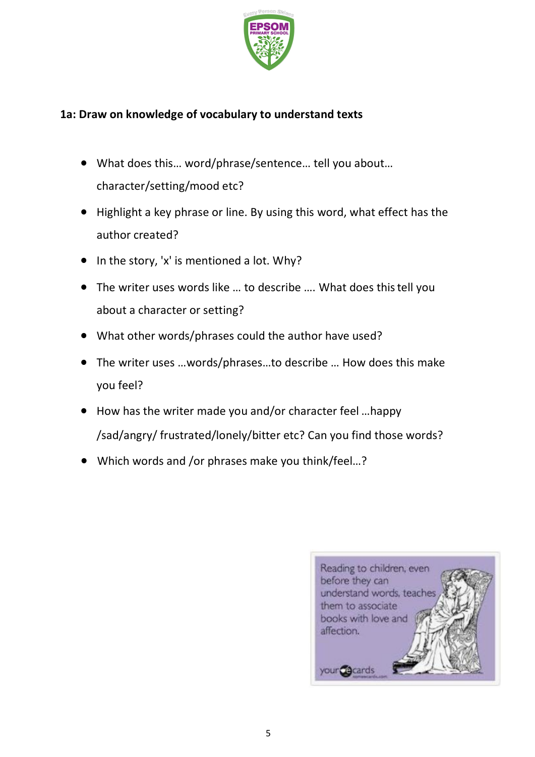## 1a: Draw on knowledge of vocabulary to understand texts

- What does this… word/phrase/sentence… tell you about… character/setting/mood etc?
- Highlight a key phrase or line. By using this word, what effect has the author created?
- In the story, 'x' is mentioned a lot. Why?
- The writer uses words like … to describe …. What does this tell you about a character or setting?
- What other words/phrases could the author have used?
- The writer uses …words/phrases…to describe … How does this make you feel?
- How has the writer made you and/or character feel …happy /sad/angry/ frustrated/lonely/bitter etc? Can you find those words?
- Which words and /or phrases make you think/feel…?

Reading to children, even before they can understand words, teaches them to associate books with love and affection.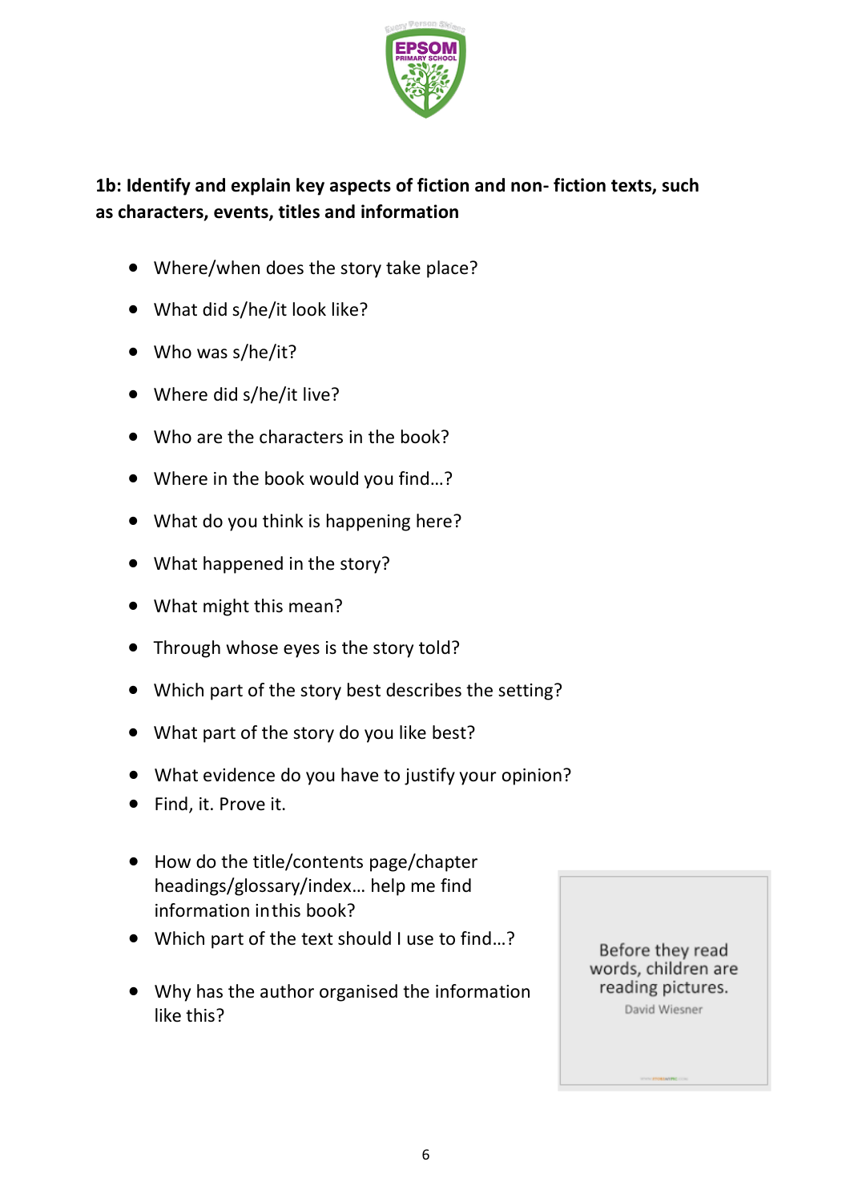**1b: Identify and explain key aspects of fiction and non- fiction texts, such as characters, events, titles and information**

- Where/when does the story take place?
- What did s/he/it look like?
- Who was s/he/it?
- Where did s/he/it live?
- Who are the characters in the book?
- Where in the book would you find…?
- What do you think is happening here?
- What happened in the story?
- What might this mean?
- Through whose eyes is the story told?
- Which part of the story best describes the setting?
- What part of the story do you like best?
- What evidence do you have to justify your opinion?
- Find, it. Prove it.

- How do the title/contents page/chapter headings/glossary/index… help me find information in this book?
- Which part of the text should I use to find…?

- Why has the author organised the information like this?

Before they read words, children are reading pictures.

David Wiesner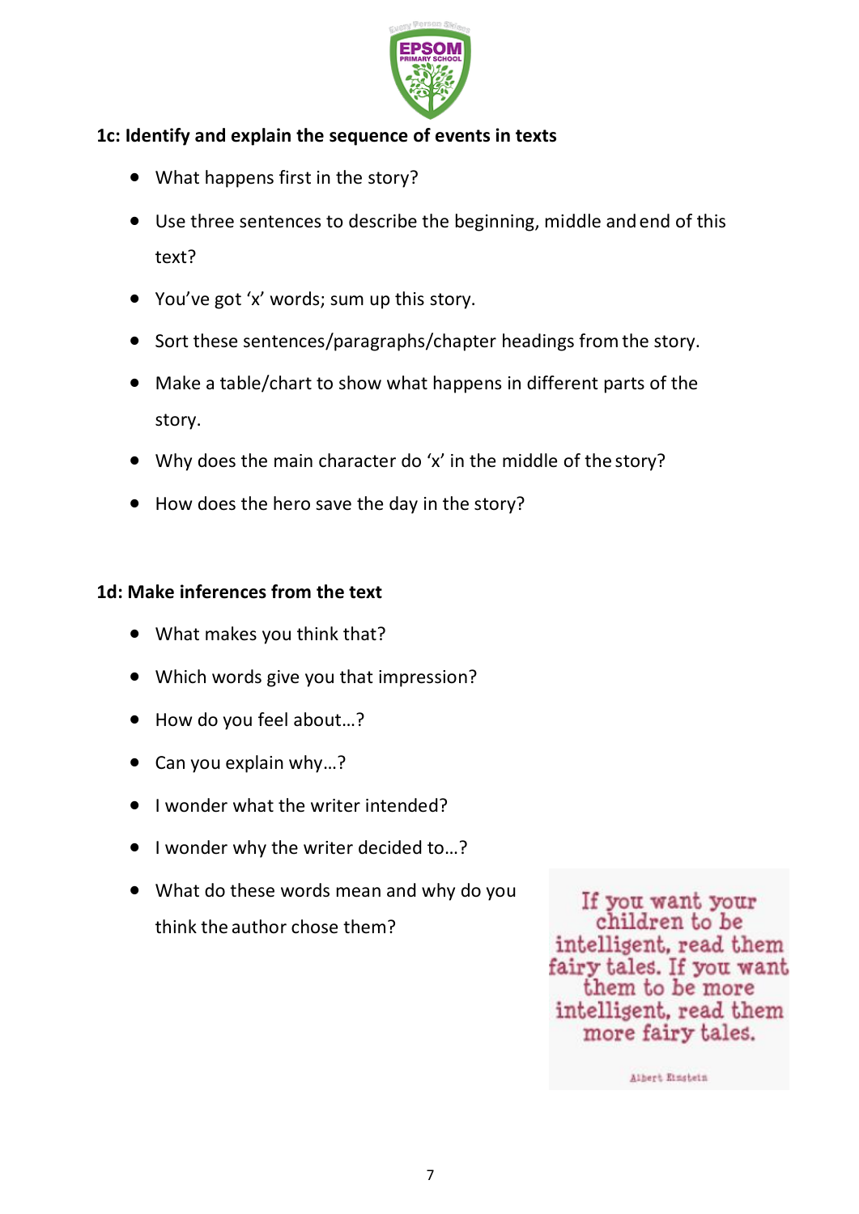## 1c: Identify and explain the sequence of events in texts

- What happens first in the story?
- Use three sentences to describe the beginning, middle and end of this text?
- You've got 'x' words; sum up this story.
- Sort these sentences/paragraphs/chapter headings from the story.
- Make a table/chart to show what happens in different parts of the story.
- Why does the main character do 'x' in the middle of the story?
- How does the hero save the day in the story?

## 1d: Make inferences from the text

- What makes you think that?
- Which words give you that impression?
- How do you feel about…?
- Can you explain why…?
- I wonder what the writer intended?
- I wonder why the writer decided to…?
- What do these words mean and why do you think the author chose them?

If you want your children to be intelligent, read them fairy tales. If you want them to be more intelligent, read them more fairy tales.

Albert Einstein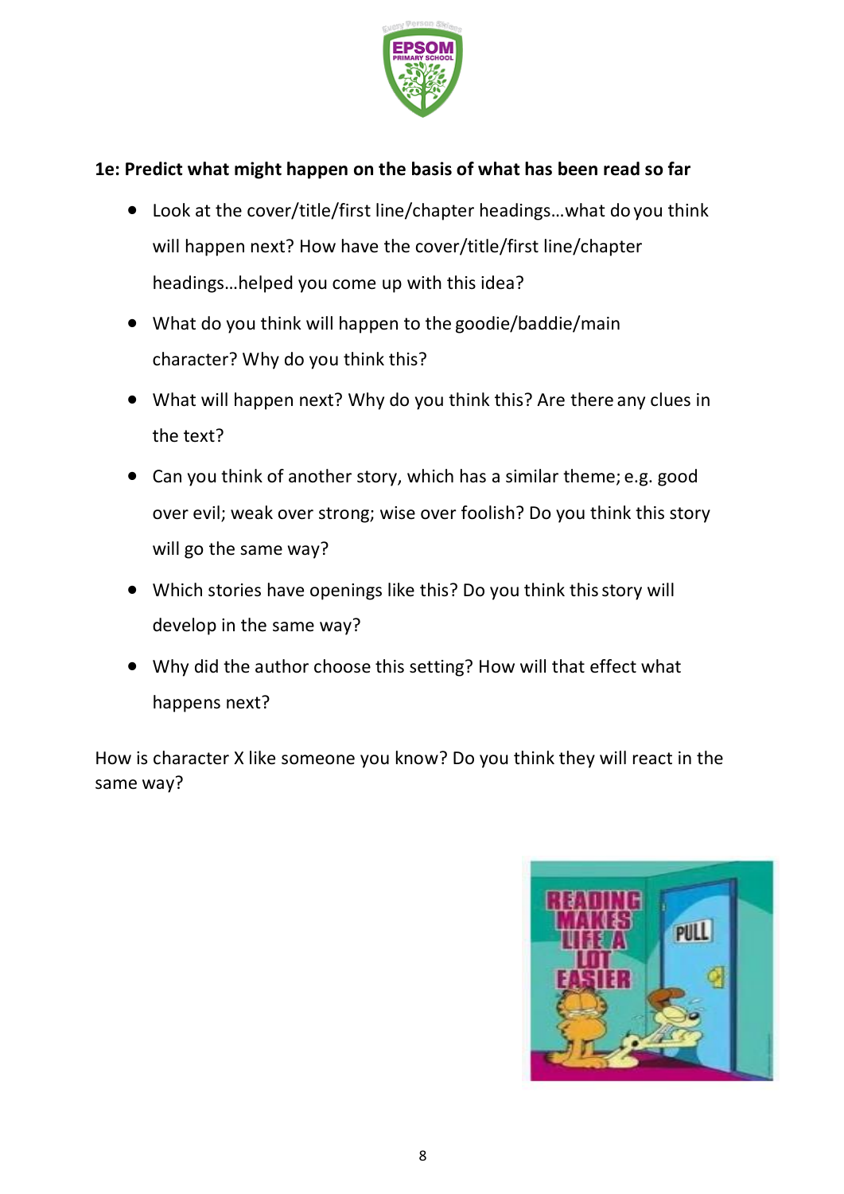**1e: Predict what might happen on the basis of what has been read so far**

- Look at the cover/title/first line/chapter headings…what do you think will happen next? How have the cover/title/first line/chapter headings…helped you come up with this idea?
- What do you think will happen to the goodie/baddie/main character? Why do you think this?
- What will happen next? Why do you think this? Are there any clues in the text?
- Can you think of another story, which has a similar theme; e.g. good over evil; weak over strong; wise over foolish? Do you think this story will go the same way?
- Which stories have openings like this? Do you think this story will develop in the same way?
- Why did the author choose this setting? How will that effect what happens next?

How is character X like someone you know? Do you think they will react in the same way?